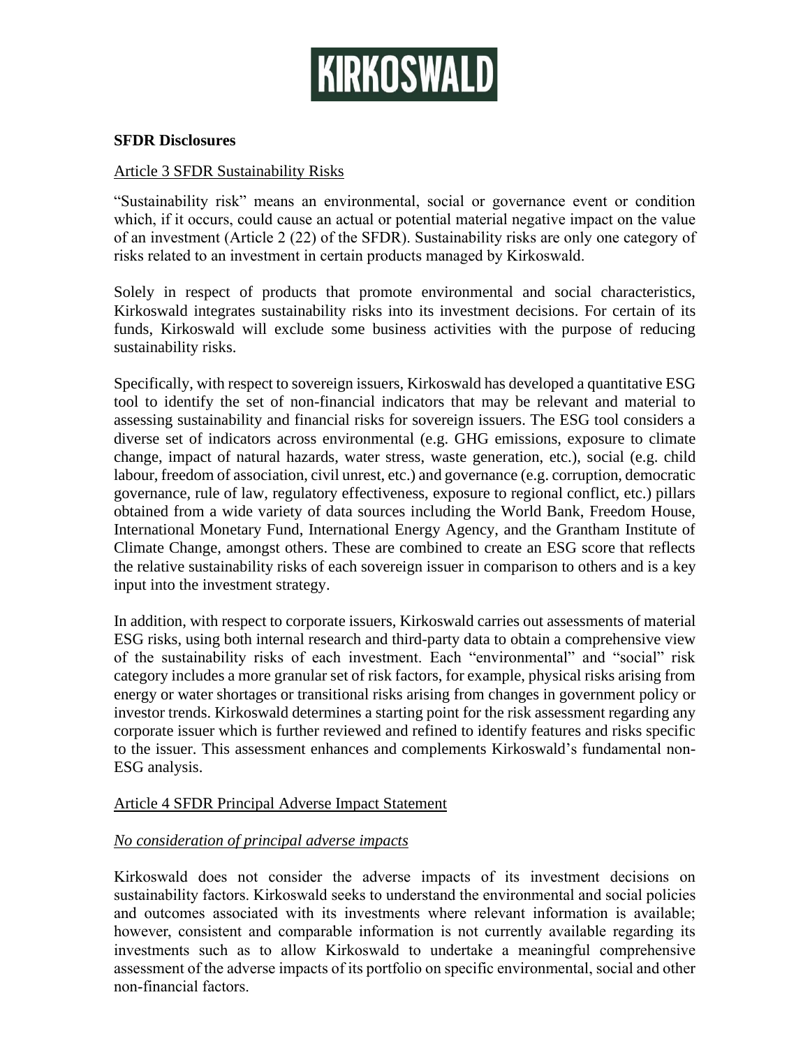# KIRKOSWALD

**SFDR Disclosures**

## Article 3 SFDR Sustainability Risks

"Sustainability risk" means an environmental, social or governance event or condition which, if it occurs, could cause an actual or potential material negative impact on the value of an investment (Article 2 (22) of the SFDR). Sustainability risks are only one category of risks related to an investment in certain products managed by Kirkoswald.

Solely in respect of products that promote environmental and social characteristics, Kirkoswald integrates sustainability risks into its investment decisions. For certain of its funds, Kirkoswald will exclude some business activities with the purpose of reducing sustainability risks.

Specifically, with respect to sovereign issuers, Kirkoswald has developed a quantitative ESG tool to identify the set of non-financial indicators that may be relevant and material to assessing sustainability and financial risks for sovereign issuers. The ESG tool considers a diverse set of indicators across environmental (e.g. GHG emissions, exposure to climate change, impact of natural hazards, water stress, waste generation, etc.), social (e.g. child labour, freedom of association, civil unrest, etc.) and governance (e.g. corruption, democratic governance, rule of law, regulatory effectiveness, exposure to regional conflict, etc.) pillars obtained from a wide variety of data sources including the World Bank, Freedom House, International Monetary Fund, International Energy Agency, and the Grantham Institute of Climate Change, amongst others. These are combined to create an ESG score that reflects the relative sustainability risks of each sovereign issuer in comparison to others and is a key input into the investment strategy.

In addition, with respect to corporate issuers, Kirkoswald carries out assessments of material ESG risks, using both internal research and third-party data to obtain a comprehensive view of the sustainability risks of each investment. Each "environmental" and "social" risk category includes a more granular set of risk factors, for example, physical risks arising from energy or water shortages or transitional risks arising from changes in government policy or investor trends. Kirkoswald determines a starting point for the risk assessment regarding any corporate issuer which is further reviewed and refined to identify features and risks specific to the issuer. This assessment enhances and complements Kirkoswald's fundamental non-ESG analysis.

## Article 4 SFDR Principal Adverse Impact Statement

### *No consideration of principal adverse impacts*

Kirkoswald does not consider the adverse impacts of its investment decisions on sustainability factors. Kirkoswald seeks to understand the environmental and social policies and outcomes associated with its investments where relevant information is available; however, consistent and comparable information is not currently available regarding its investments such as to allow Kirkoswald to undertake a meaningful comprehensive assessment of the adverse impacts of its portfolio on specific environmental, social and other non-financial factors.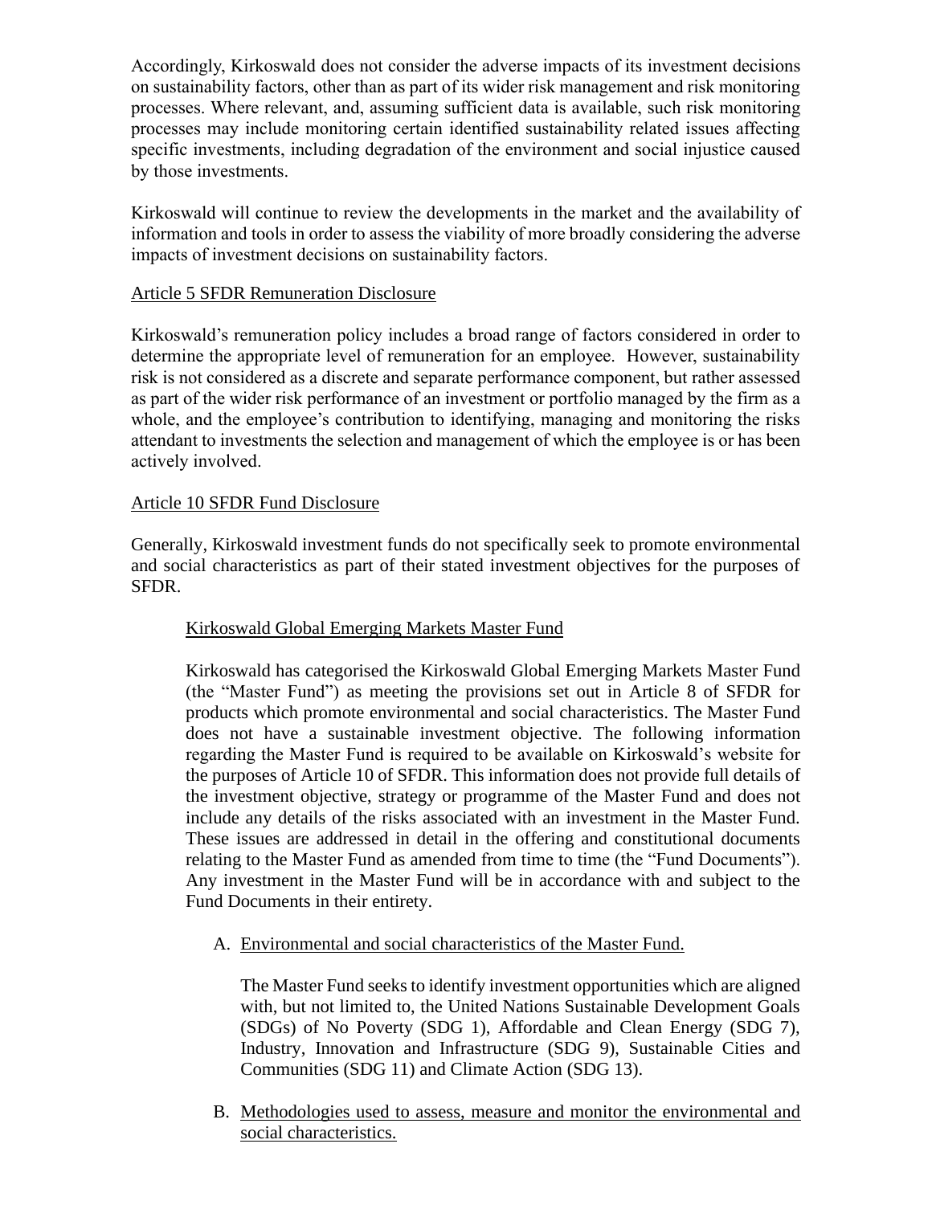Accordingly, Kirkoswald does not consider the adverse impacts of its investment decisions on sustainability factors, other than as part of its wider risk management and risk monitoring processes. Where relevant, and, assuming sufficient data is available, such risk monitoring processes may include monitoring certain identified sustainability related issues affecting specific investments, including degradation of the environment and social injustice caused by those investments.

Kirkoswald will continue to review the developments in the market and the availability of information and tools in order to assess the viability of more broadly considering the adverse impacts of investment decisions on sustainability factors.

<u>Article 5 SFDR Remuneration Disclosure</u>

Kirkoswald's remuneration policy includes a broad range of factors considered in order to determine the appropriate level of remuneration for an employee. However, sustainability risk is not considered as a discrete and separate performance component, but rather assessed as part of the wider risk performance of an investment or portfolio managed by the firm as a whole, and the employee's contribution to identifying, managing and monitoring the risks attendant to investments the selection and management of which the employee is or has been actively involved.

<u>Article 10 SFDR Fund Disclosure</u>

Generally, Kirkoswald investment funds do not specifically seek to promote environmental and social characteristics as part of their stated investment objectives for the purposes of SFDR.

<u>Kirkoswald Global Emerging Markets Master Fund</u>

Kirkoswald has categorised the Kirkoswald Global Emerging Markets Master Fund (the "Master Fund") as meeting the provisions set out in Article 8 of SFDR for products which promote environmental and social characteristics. The Master Fund does not have a sustainable investment objective. The following information regarding the Master Fund is required to be available on Kirkoswald's website for the purposes of Article 10 of SFDR. This information does not provide full details of the investment objective, strategy or programme of the Master Fund and does not include any details of the risks associated with an investment in the Master Fund. These issues are addressed in detail in the offering and constitutional documents relating to the Master Fund as amended from time to time (the "Fund Documents"). Any investment in the Master Fund will be in accordance with and subject to the Fund Documents in their entirety.

A. <u>Environmental and social characteristics of the Master Fund.</u>

   The Master Fund seeks to identify investment opportunities which are aligned with, but not limited to, the United Nations Sustainable Development Goals (SDGs) of No Poverty (SDG 1), Affordable and Clean Energy (SDG 7), Industry, Innovation and Infrastructure (SDG 9), Sustainable Cities and Communities (SDG 11) and Climate Action (SDG 13).

B. <u>Methodologies used to assess, measure and monitor the environmental and social characteristics.</u>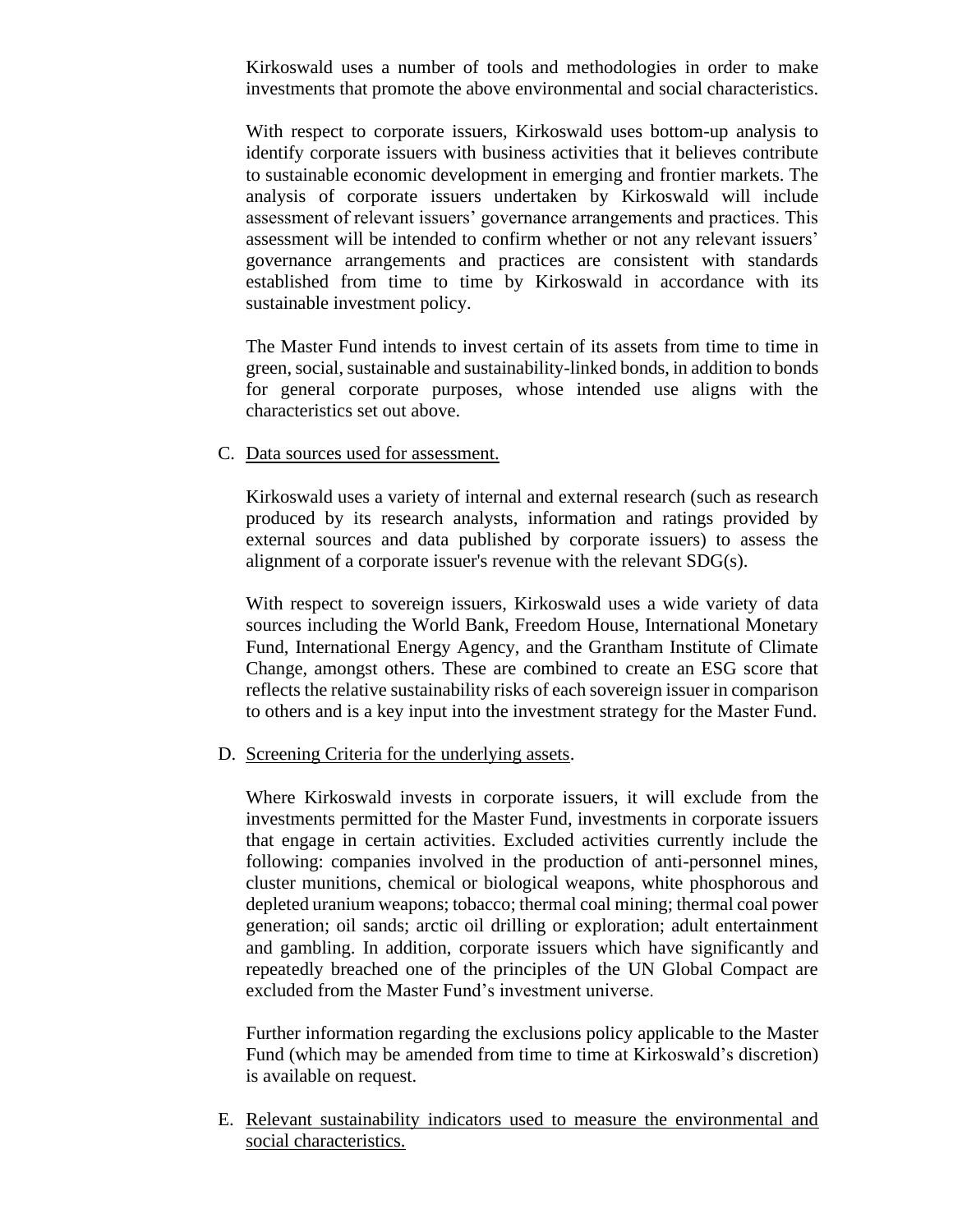Kirkoswald uses a number of tools and methodologies in order to make investments that promote the above environmental and social characteristics.

With respect to corporate issuers, Kirkoswald uses bottom-up analysis to identify corporate issuers with business activities that it believes contribute to sustainable economic development in emerging and frontier markets. The analysis of corporate issuers undertaken by Kirkoswald will include assessment of relevant issuers' governance arrangements and practices. This assessment will be intended to confirm whether or not any relevant issuers' governance arrangements and practices are consistent with standards established from time to time by Kirkoswald in accordance with its sustainable investment policy.

The Master Fund intends to invest certain of its assets from time to time in green, social, sustainable and sustainability-linked bonds, in addition to bonds for general corporate purposes, whose intended use aligns with the characteristics set out above.

C. Data sources used for assessment.

Kirkoswald uses a variety of internal and external research (such as research produced by its research analysts, information and ratings provided by external sources and data published by corporate issuers) to assess the alignment of a corporate issuer's revenue with the relevant SDG(s).

With respect to sovereign issuers, Kirkoswald uses a wide variety of data sources including the World Bank, Freedom House, International Monetary Fund, International Energy Agency, and the Grantham Institute of Climate Change, amongst others. These are combined to create an ESG score that reflects the relative sustainability risks of each sovereign issuer in comparison to others and is a key input into the investment strategy for the Master Fund.

D. Screening Criteria for the underlying assets.

Where Kirkoswald invests in corporate issuers, it will exclude from the investments permitted for the Master Fund, investments in corporate issuers that engage in certain activities. Excluded activities currently include the following: companies involved in the production of anti-personnel mines, cluster munitions, chemical or biological weapons, white phosphorous and depleted uranium weapons; tobacco; thermal coal mining; thermal coal power generation; oil sands; arctic oil drilling or exploration; adult entertainment and gambling. In addition, corporate issuers which have significantly and repeatedly breached one of the principles of the UN Global Compact are excluded from the Master Fund's investment universe.

Further information regarding the exclusions policy applicable to the Master Fund (which may be amended from time to time at Kirkoswald's discretion) is available on request.

E. Relevant sustainability indicators used to measure the environmental and social characteristics.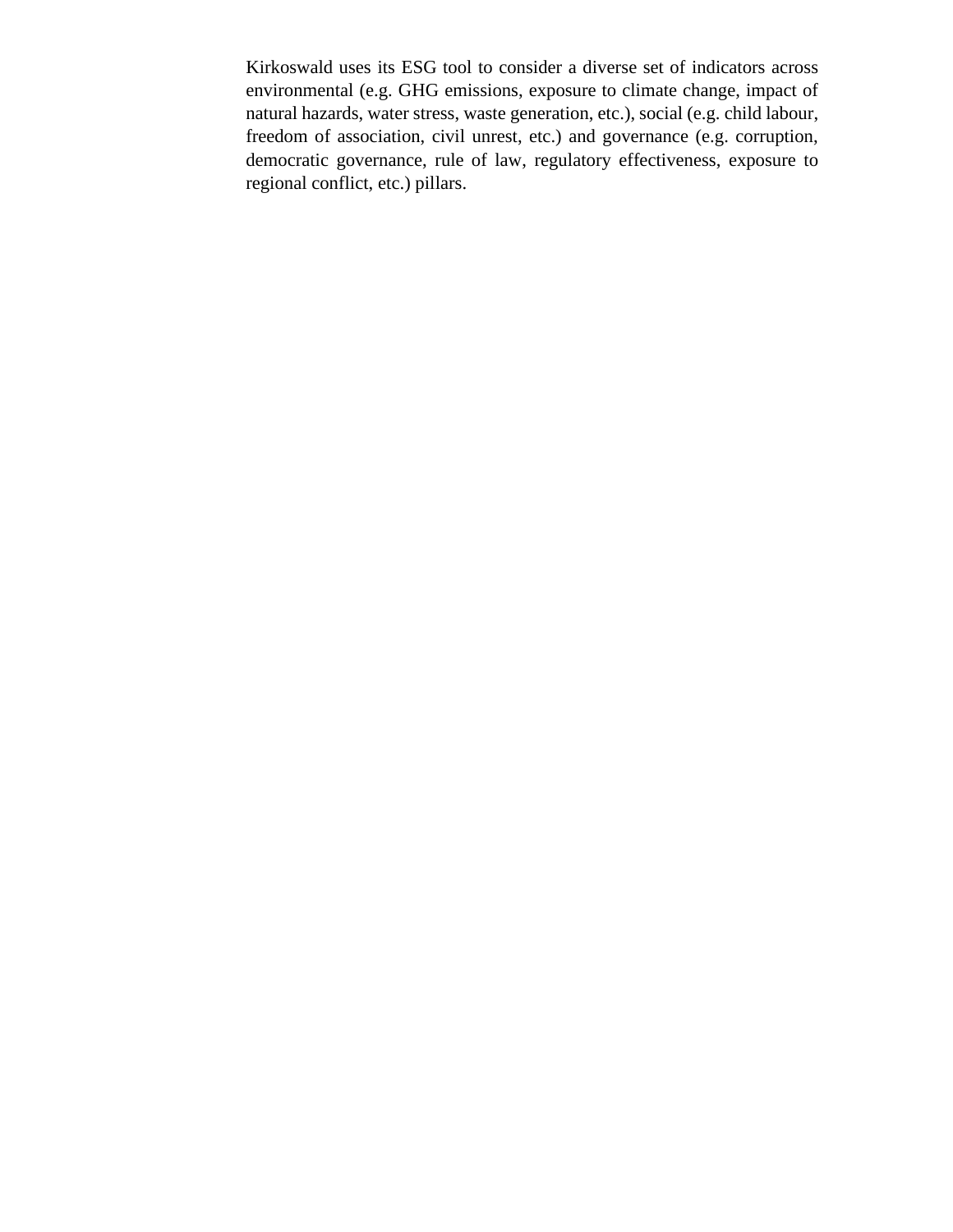Kirkoswald uses its ESG tool to consider a diverse set of indicators across environmental (e.g. GHG emissions, exposure to climate change, impact of natural hazards, water stress, waste generation, etc.), social (e.g. child labour, freedom of association, civil unrest, etc.) and governance (e.g. corruption, democratic governance, rule of law, regulatory effectiveness, exposure to regional conflict, etc.) pillars.